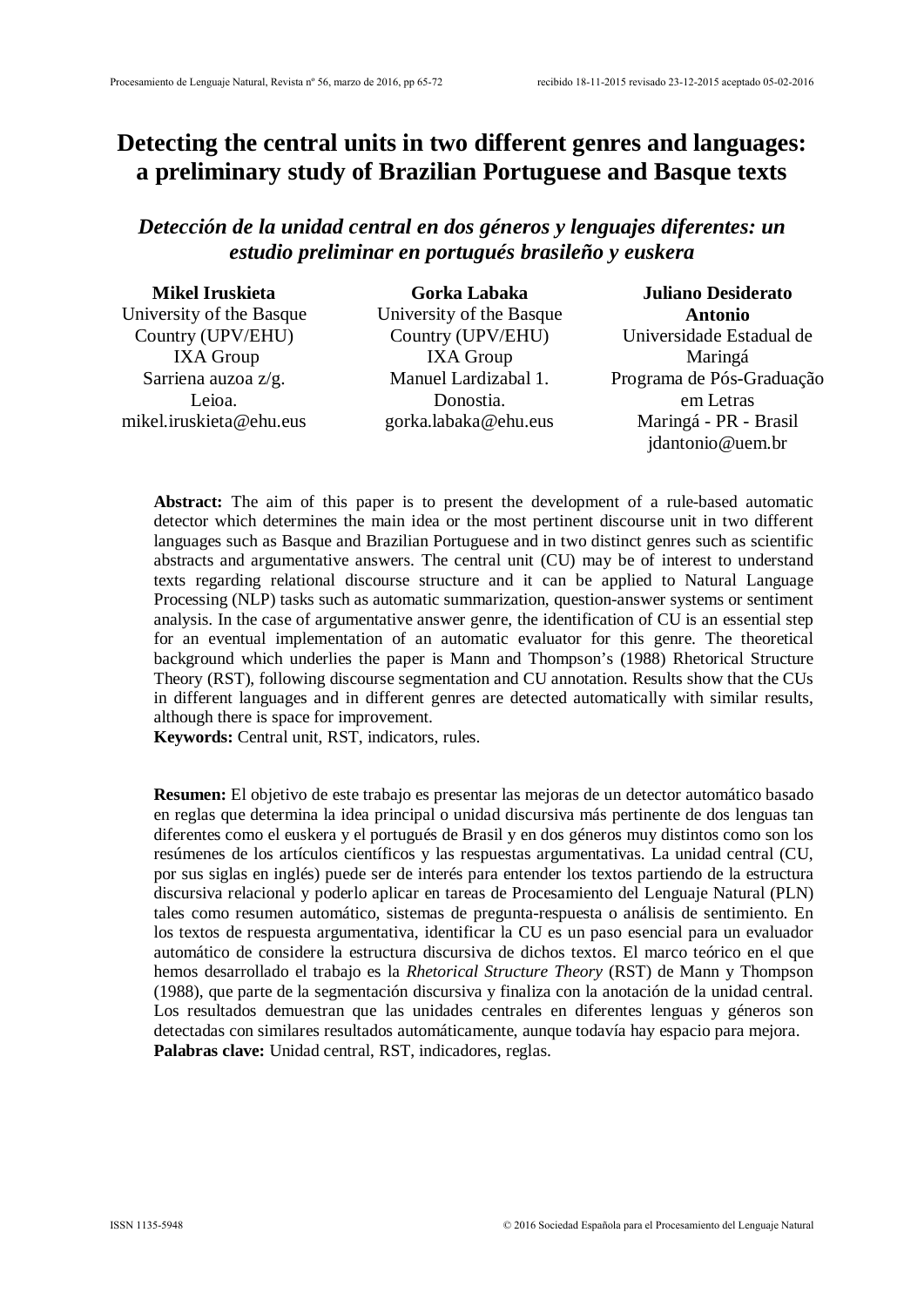# Detecting the central units in two different genres and languages: a preliminary study of Brazilian Portuguese and Basque texts

## *Detección de la unidad central en dos géneros y lenguajes diferentes: un estudio preliminar en portugués brasileño y euskera*

**Mikel Iruskieta**
University of the Basque Country (UPV/EHU)
IXA Group
Sarriena auzoa z/g. Leioa.
mikel.iruskieta@ehu.eus

**Gorka Labaka**
University of the Basque Country (UPV/EHU)
IXA Group
Manuel Lardizabal 1. Donostia.
gorka.labaka@ehu.eus

**Juliano Desiderato Antonio**
Universidade Estadual de Maringá
Programa de Pós-Graduação em Letras
Maringá - PR - Brasil
jdantonio@uem.br

**Abstract:** The aim of this paper is to present the development of a rule-based automatic detector which determines the main idea or the most pertinent discourse unit in two different languages such as Basque and Brazilian Portuguese and in two distinct genres such as scientific abstracts and argumentative answers. The central unit (CU) may be of interest to understand texts regarding relational discourse structure and it can be applied to Natural Language Processing (NLP) tasks such as automatic summarization, question-answer systems or sentiment analysis. In the case of argumentative answer genre, the identification of CU is an essential step for an eventual implementation of an automatic evaluator for this genre. The theoretical background which underlies the paper is Mann and Thompson's (1988) Rhetorical Structure Theory (RST), following discourse segmentation and CU annotation. Results show that the CUs in different languages and in different genres are detected automatically with similar results, although there is space for improvement.
**Keywords:** Central unit, RST, indicators, rules.

**Resumen:** El objetivo de este trabajo es presentar las mejoras de un detector automático basado en reglas que determina la idea principal o unidad discursiva más pertinente de dos lenguas tan diferentes como el euskera y el portugués de Brasil y en dos géneros muy distintos como son los resúmenes de los artículos científicos y las respuestas argumentativas. La unidad central (CU, por sus siglas en inglés) puede ser de interés para entender los textos partiendo de la estructura discursiva relacional y poderlo aplicar en tareas de Procesamiento del Lenguaje Natural (PLN) tales como resumen automático, sistemas de pregunta-respuesta o análisis de sentimiento. En los textos de respuesta argumentativa, identificar la CU es un paso esencial para un evaluador automático de considere la estructura discursiva de dichos textos. El marco teórico en el que hemos desarrollado el trabajo es la *Rhetorical Structure Theory* (RST) de Mann y Thompson (1988), que parte de la segmentación discursiva y finaliza con la anotación de la unidad central. Los resultados demuestran que las unidades centrales en diferentes lenguas y géneros son detectadas con similares resultados automáticamente, aunque todavía hay espacio para mejora.
**Palabras clave:** Unidad central, RST, indicadores, reglas.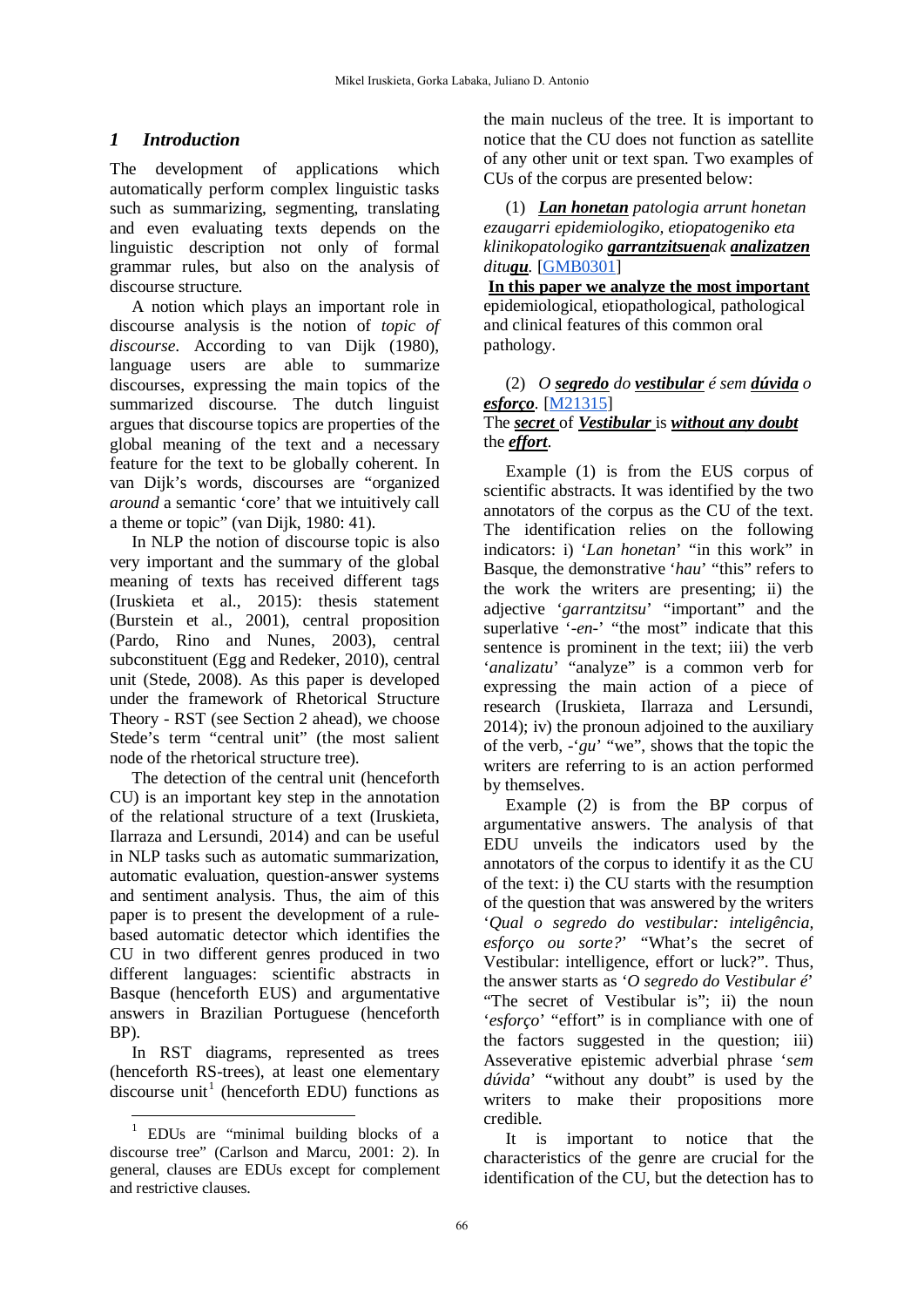## 1 Introduction

The development of applications which automatically perform complex linguistic tasks such as summarizing, segmenting, translating and even evaluating texts depends on the linguistic description not only of formal grammar rules, but also on the analysis of discourse structure.

A notion which plays an important role in discourse analysis is the notion of *topic of discourse*. According to van Dijk (1980), language users are able to summarize discourses, expressing the main topics of the summarized discourse. The dutch linguist argues that discourse topics are properties of the global meaning of the text and a necessary feature for the text to be globally coherent. In van Dijk's words, discourses are "organized *around* a semantic 'core' that we intuitively call a theme or topic" (van Dijk, 1980: 41).

In NLP the notion of discourse topic is also very important and the summary of the global meaning of texts has received different tags (Iruskieta et al., 2015): thesis statement (Burstein et al., 2001), central proposition (Pardo, Rino and Nunes, 2003), central subconstituent (Egg and Redeker, 2010), central unit (Stede, 2008). As this paper is developed under the framework of Rhetorical Structure Theory - RST (see Section 2 ahead), we choose Stede's term "central unit" (the most salient node of the rhetorical structure tree).

The detection of the central unit (henceforth CU) is an important key step in the annotation of the relational structure of a text (Iruskieta, Ilarraza and Lersundi, 2014) and can be useful in NLP tasks such as automatic summarization, automatic evaluation, question-answer systems and sentiment analysis. Thus, the aim of this paper is to present the development of a rule-based automatic detector which identifies the CU in two different genres produced in two different languages: scientific abstracts in Basque (henceforth EUS) and argumentative answers in Brazilian Portuguese (henceforth BP).

In RST diagrams, represented as trees (henceforth RS-trees), at least one elementary discourse unit[1] (henceforth EDU) functions as the main nucleus of the tree. It is important to notice that the CU does not function as satellite of any other unit or text span. Two examples of CUs of the corpus are presented below:

(1) ***Lan honetan*** *patologia arrunt honetan ezaugarri epidemiologiko, etiopatogeniko eta klinikopatologiko* ***garrantzitsuen****ak* ***analizatzen*** *dit****gu****.* [GMB0301]
**In this paper we analyze the most important** epidemiological, etiopathological, pathological and clinical features of this common oral pathology.

(2) *O* ***segredo*** *do* ***vestibular*** *é sem* ***dúvida*** *o* ***esforço****.* [M21315]
The ***secret*** of ***Vestibular*** is ***without any doubt*** the ***effort***.

Example (1) is from the EUS corpus of scientific abstracts. It was identified by the two annotators of the corpus as the CU of the text. The identification relies on the following indicators: i) '*Lan honetan*' "in this work" in Basque, the demonstrative '*hau*' "this" refers to the work the writers are presenting; ii) the adjective '*garrantzitsu*' "important" and the superlative '*-en-*' "the most" indicate that this sentence is prominent in the text; iii) the verb '*analizatu*' "analyze" is a common verb for expressing the main action of a piece of research (Iruskieta, Ilarraza and Lersundi, 2014); iv) the pronoun adjoined to the auxiliary of the verb, -'*gu*' "we", shows that the topic the writers are referring to is an action performed by themselves.

Example (2) is from the BP corpus of argumentative answers. The analysis of that EDU unveils the indicators used by the annotators of the corpus to identify it as the CU of the text: i) the CU starts with the resumption of the question that was answered by the writers '*Qual o segredo do vestibular: inteligência, esforço ou sorte?*' "What's the secret of Vestibular: intelligence, effort or luck?". Thus, the answer starts as '*O segredo do Vestibular é*' "The secret of Vestibular is"; ii) the noun '*esforço*' "effort" is in compliance with one of the factors suggested in the question; iii) Asseverative epistemic adverbial phrase '*sem dúvida*' "without any doubt" is used by the writers to make their propositions more credible.

It is important to notice that the characteristics of the genre are crucial for the identification of the CU, but the detection has to

[1] EDUs are "minimal building blocks of a discourse tree" (Carlson and Marcu, 2001: 2). In general, clauses are EDUs except for complement and restrictive clauses.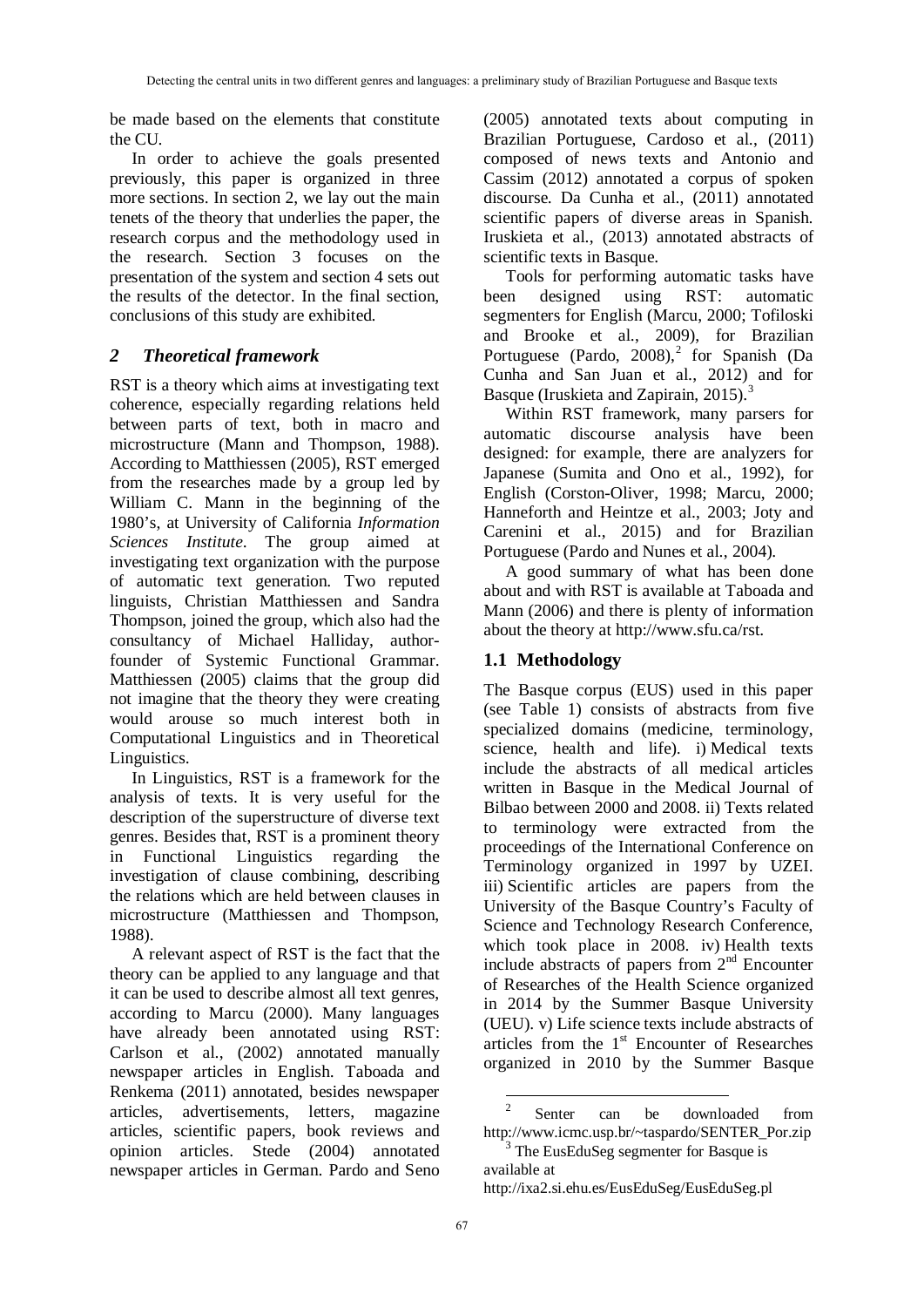be made based on the elements that constitute the CU.

In order to achieve the goals presented previously, this paper is organized in three more sections. In section 2, we lay out the main tenets of the theory that underlies the paper, the research corpus and the methodology used in the research. Section 3 focuses on the presentation of the system and section 4 sets out the results of the detector. In the final section, conclusions of this study are exhibited.

## *2 Theoretical framework*

RST is a theory which aims at investigating text coherence, especially regarding relations held between parts of text, both in macro and microstructure (Mann and Thompson, 1988). According to Matthiessen (2005), RST emerged from the researches made by a group led by William C. Mann in the beginning of the 1980's, at University of California *Information Sciences Institute*. The group aimed at investigating text organization with the purpose of automatic text generation. Two reputed linguists, Christian Matthiessen and Sandra Thompson, joined the group, which also had the consultancy of Michael Halliday, author-founder of Systemic Functional Grammar. Matthiessen (2005) claims that the group did not imagine that the theory they were creating would arouse so much interest both in Computational Linguistics and in Theoretical Linguistics.

In Linguistics, RST is a framework for the analysis of texts. It is very useful for the description of the superstructure of diverse text genres. Besides that, RST is a prominent theory in Functional Linguistics regarding the investigation of clause combining, describing the relations which are held between clauses in microstructure (Matthiessen and Thompson, 1988).

A relevant aspect of RST is the fact that the theory can be applied to any language and that it can be used to describe almost all text genres, according to Marcu (2000). Many languages have already been annotated using RST: Carlson et al., (2002) annotated manually newspaper articles in English. Taboada and Renkema (2011) annotated, besides newspaper articles, advertisements, letters, magazine articles, scientific papers, book reviews and opinion articles. Stede (2004) annotated newspaper articles in German. Pardo and Seno (2005) annotated texts about computing in Brazilian Portuguese, Cardoso et al., (2011) composed of news texts and Antonio and Cassim (2012) annotated a corpus of spoken discourse. Da Cunha et al., (2011) annotated scientific papers of diverse areas in Spanish. Iruskieta et al., (2013) annotated abstracts of scientific texts in Basque.

Tools for performing automatic tasks have been designed using RST: automatic segmenters for English (Marcu, 2000; Tofiloski and Brooke et al., 2009), for Brazilian Portuguese (Pardo, 2008),[2] for Spanish (Da Cunha and San Juan et al., 2012) and for Basque (Iruskieta and Zapirain, 2015).[3]

Within RST framework, many parsers for automatic discourse analysis have been designed: for example, there are analyzers for Japanese (Sumita and Ono et al., 1992), for English (Corston-Oliver, 1998; Marcu, 2000; Hanneforth and Heintze et al., 2003; Joty and Carenini et al., 2015) and for Brazilian Portuguese (Pardo and Nunes et al., 2004).

A good summary of what has been done about and with RST is available at Taboada and Mann (2006) and there is plenty of information about the theory at http://www.sfu.ca/rst.

### 1.1 Methodology

The Basque corpus (EUS) used in this paper (see Table 1) consists of abstracts from five specialized domains (medicine, terminology, science, health and life). i) Medical texts include the abstracts of all medical articles written in Basque in the Medical Journal of Bilbao between 2000 and 2008. ii) Texts related to terminology were extracted from the proceedings of the International Conference on Terminology organized in 1997 by UZEI. iii) Scientific articles are papers from the University of the Basque Country's Faculty of Science and Technology Research Conference, which took place in 2008. iv) Health texts include abstracts of papers from 2nd Encounter of Researches of the Health Science organized in 2014 by the Summer Basque University (UEU). v) Life science texts include abstracts of articles from the 1st Encounter of Researches organized in 2010 by the Summer Basque

[2] Senter can be downloaded from http://www.icmc.usp.br/~taspardo/SENTER_Por.zip

[3] The EusEduSeg segmenter for Basque is available at http://ixa2.si.ehu.es/EusEduSeg/EusEduSeg.pl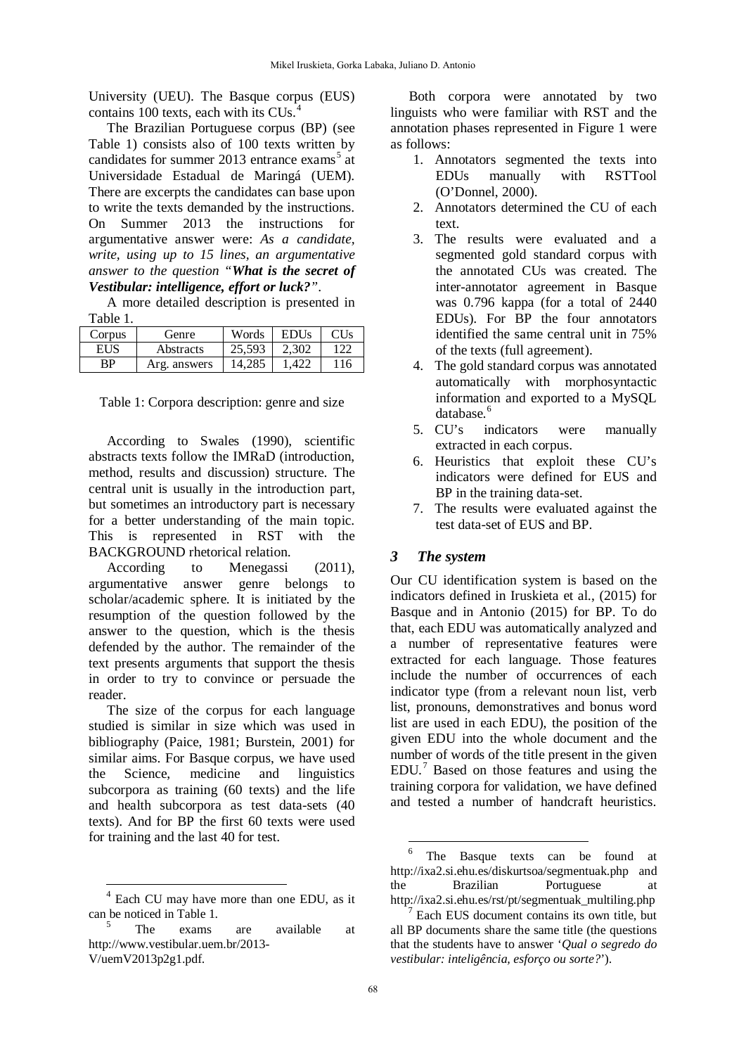University (UEU). The Basque corpus (EUS) contains 100 texts, each with its CUs.[4]

The Brazilian Portuguese corpus (BP) (see Table 1) consists also of 100 texts written by candidates for summer 2013 entrance exams[5] at Universidade Estadual de Maringá (UEM). There are excerpts the candidates can base upon to write the texts demanded by the instructions. On Summer 2013 the instructions for argumentative answer were: *As a candidate, write, using up to 15 lines, an argumentative answer to the question "**What is the secret of Vestibular: intelligence, effort or luck?**"*.

A more detailed description is presented in Table 1.

| Corpus | Genre | Words | EDUs | CUs |
|---|---|---|---|---|
| EUS | Abstracts | 25,593 | 2,302 | 122 |
| BP | Arg. answers | 14,285 | 1,422 | 116 |

Table 1: Corpora description: genre and size

According to Swales (1990), scientific abstracts texts follow the IMRaD (introduction, method, results and discussion) structure. The central unit is usually in the introduction part, but sometimes an introductory part is necessary for a better understanding of the main topic. This is represented in RST with the BACKGROUND rhetorical relation.

According to Menegassi (2011), argumentative answer genre belongs to scholar/academic sphere. It is initiated by the resumption of the question followed by the answer to the question, which is the thesis defended by the author. The remainder of the text presents arguments that support the thesis in order to try to convince or persuade the reader.

The size of the corpus for each language studied is similar in size which was used in bibliography (Paice, 1981; Burstein, 2001) for similar aims. For Basque corpus, we have used the Science, medicine and linguistics subcorpora as training (60 texts) and the life and health subcorpora as test data-sets (40 texts). And for BP the first 60 texts were used for training and the last 40 for test.

Both corpora were annotated by two linguists who were familiar with RST and the annotation phases represented in Figure 1 were as follows:

1. Annotators segmented the texts into EDUs manually with RSTTool (O'Donnel, 2000).
2. Annotators determined the CU of each text.
3. The results were evaluated and a segmented gold standard corpus with the annotated CUs was created. The inter-annotator agreement in Basque was 0.796 kappa (for a total of 2440 EDUs). For BP the four annotators identified the same central unit in 75% of the texts (full agreement).
4. The gold standard corpus was annotated automatically with morphosyntactic information and exported to a MySQL database.[6]
5. CU's indicators were manually extracted in each corpus.
6. Heuristics that exploit these CU's indicators were defined for EUS and BP in the training data-set.
7. The results were evaluated against the test data-set of EUS and BP.

## 3 The system

Our CU identification system is based on the indicators defined in Iruskieta et al., (2015) for Basque and in Antonio (2015) for BP. To do that, each EDU was automatically analyzed and a number of representative features were extracted for each language. Those features include the number of occurrences of each indicator type (from a relevant noun list, verb list, pronouns, demonstratives and bonus word list are used in each EDU), the position of the given EDU into the whole document and the number of words of the title present in the given EDU.[7] Based on those features and using the training corpora for validation, we have defined and tested a number of handcraft heuristics.

---

[4] Each CU may have more than one EDU, as it can be noticed in Table 1.

[5] The exams are available at http://www.vestibular.uem.br/2013-V/uemV2013p2g1.pdf.

[6] The Basque texts can be found at http://ixa2.si.ehu.es/diskurtsoa/segmentuak.php and the Brazilian Portuguese at http://ixa2.si.ehu.es/rst/pt/segmentuak_multiling.php

[7] Each EUS document contains its own title, but all BP documents share the same title (the questions that the students have to answer '*Qual o segredo do vestibular: inteligência, esforço ou sorte?*').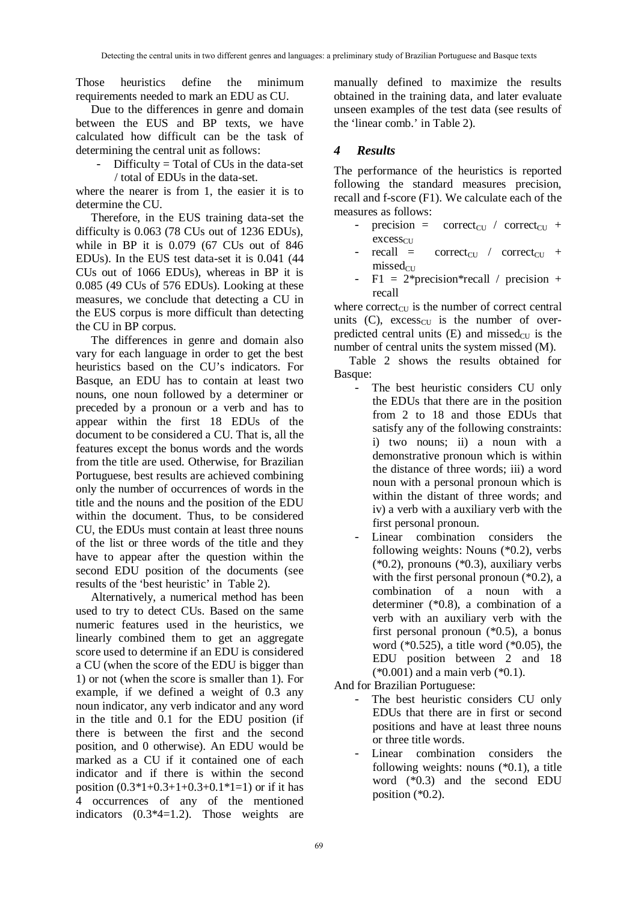Those heuristics define the minimum requirements needed to mark an EDU as CU.

Due to the differences in genre and domain between the EUS and BP texts, we have calculated how difficult can be the task of determining the central unit as follows:

- Difficulty = Total of CUs in the data-set / total of EDUs in the data-set.

where the nearer is from 1, the easier it is to determine the CU.

Therefore, in the EUS training data-set the difficulty is 0.063 (78 CUs out of 1236 EDUs), while in BP it is 0.079 (67 CUs out of 846 EDUs). In the EUS test data-set it is 0.041 (44 CUs out of 1066 EDUs), whereas in BP it is 0.085 (49 CUs of 576 EDUs). Looking at these measures, we conclude that detecting a CU in the EUS corpus is more difficult than detecting the CU in BP corpus.

The differences in genre and domain also vary for each language in order to get the best heuristics based on the CU's indicators. For Basque, an EDU has to contain at least two nouns, one noun followed by a determiner or preceded by a pronoun or a verb and has to appear within the first 18 EDUs of the document to be considered a CU. That is, all the features except the bonus words and the words from the title are used. Otherwise, for Brazilian Portuguese, best results are achieved combining only the number of occurrences of words in the title and the nouns and the position of the EDU within the document. Thus, to be considered CU, the EDUs must contain at least three nouns of the list or three words of the title and they have to appear after the question within the second EDU position of the documents (see results of the 'best heuristic' in Table 2).

Alternatively, a numerical method has been used to try to detect CUs. Based on the same numeric features used in the heuristics, we linearly combined them to get an aggregate score used to determine if an EDU is considered a CU (when the score of the EDU is bigger than 1) or not (when the score is smaller than 1). For example, if we defined a weight of 0.3 any noun indicator, any verb indicator and any word in the title and 0.1 for the EDU position (if there is between the first and the second position, and 0 otherwise). An EDU would be marked as a CU if it contained one of each indicator and if there is within the second position (0.3*1+0.3+1+0.3+0.1*1=1) or if it has 4 occurrences of any of the mentioned indicators (0.3*4=1.2). Those weights are manually defined to maximize the results obtained in the training data, and later evaluate unseen examples of the test data (see results of the 'linear comb.' in Table 2).

## 4 Results

The performance of the heuristics is reported following the standard measures precision, recall and f-score (F1). We calculate each of the measures as follows:

- precision = $\text{correct}_{CU}$ / $\text{correct}_{CU}$ + $\text{excess}_{CU}$
- recall = $\text{correct}_{CU}$ / $\text{correct}_{CU}$ + $\text{missed}_{CU}$
- F1 = 2*precision*recall / precision + recall

where $\text{correct}_{CU}$ is the number of correct central units (C), $\text{excess}_{CU}$ is the number of over-predicted central units (E) and $\text{missed}_{CU}$ is the number of central units the system missed (M).

Table 2 shows the results obtained for Basque:

- The best heuristic considers CU only the EDUs that there are in the position from 2 to 18 and those EDUs that satisfy any of the following constraints: i) two nouns; ii) a noun with a demonstrative pronoun which is within the distance of three words; iii) a word noun with a personal pronoun which is within the distant of three words; and iv) a verb with a auxiliary verb with the first personal pronoun.
- Linear combination considers the following weights: Nouns (*0.2), verbs (*0.2), pronouns (*0.3), auxiliary verbs with the first personal pronoun (*0.2), a combination of a noun with a determiner (*0.8), a combination of a verb with an auxiliary verb with the first personal pronoun (*0.5), a bonus word (*0.525), a title word (*0.05), the EDU position between 2 and 18 (*0.001) and a main verb (*0.1).

And for Brazilian Portuguese:

- The best heuristic considers CU only EDUs that there are in first or second positions and have at least three nouns or three title words.
- Linear combination considers the following weights: nouns (*0.1), a title word (*0.3) and the second EDU position (*0.2).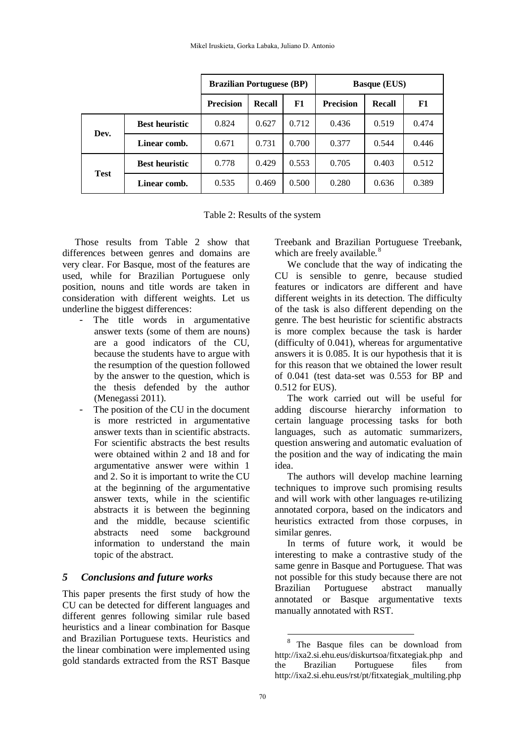| | | Brazilian Portuguese (BP) | | | Basque (EUS) | | |
|---|---|---|---|---|---|---|---|
| | | **Precision** | **Recall** | **F1** | **Precision** | **Recall** | **F1** |
| **Dev.** | **Best heuristic** | 0.824 | 0.627 | 0.712 | 0.436 | 0.519 | 0.474 |
| | **Linear comb.** | 0.671 | 0.731 | 0.700 | 0.377 | 0.544 | 0.446 |
| **Test** | **Best heuristic** | 0.778 | 0.429 | 0.553 | 0.705 | 0.403 | 0.512 |
| | **Linear comb.** | 0.535 | 0.469 | 0.500 | 0.280 | 0.636 | 0.389 |

Table 2: Results of the system

Those results from Table 2 show that differences between genres and domains are very clear. For Basque, most of the features are used, while for Brazilian Portuguese only position, nouns and title words are taken in consideration with different weights. Let us underline the biggest differences:

- The title words in argumentative answer texts (some of them are nouns) are a good indicators of the CU, because the students have to argue with the resumption of the question followed by the answer to the question, which is the thesis defended by the author (Menegassi 2011).
- The position of the CU in the document is more restricted in argumentative answer texts than in scientific abstracts. For scientific abstracts the best results were obtained within 2 and 18 and for argumentative answer were within 1 and 2. So it is important to write the CU at the beginning of the argumentative answer texts, while in the scientific abstracts it is between the beginning and the middle, because scientific abstracts need some background information to understand the main topic of the abstract.

## *5 Conclusions and future works*

This paper presents the first study of how the CU can be detected for different languages and different genres following similar rule based heuristics and a linear combination for Basque and Brazilian Portuguese texts. Heuristics and the linear combination were implemented using gold standards extracted from the RST Basque Treebank and Brazilian Portuguese Treebank, which are freely available.[8]

We conclude that the way of indicating the CU is sensible to genre, because studied features or indicators are different and have different weights in its detection. The difficulty of the task is also different depending on the genre. The best heuristic for scientific abstracts is more complex because the task is harder (difficulty of 0.041), whereas for argumentative answers it is 0.085. It is our hypothesis that it is for this reason that we obtained the lower result of 0.041 (test data-set was 0.553 for BP and 0.512 for EUS).

The work carried out will be useful for adding discourse hierarchy information to certain language processing tasks for both languages, such as automatic summarizers, question answering and automatic evaluation of the position and the way of indicating the main idea.

The authors will develop machine learning techniques to improve such promising results and will work with other languages re-utilizing annotated corpora, based on the indicators and heuristics extracted from those corpuses, in similar genres.

In terms of future work, it would be interesting to make a contrastive study of the same genre in Basque and Portuguese. That was not possible for this study because there are not Brazilian Portuguese abstract manually annotated or Basque argumentative texts manually annotated with RST.

[8] The Basque files can be download from http://ixa2.si.ehu.eus/diskurtsoa/fitxategiak.php and the Brazilian Portuguese files from http://ixa2.si.ehu.eus/rst/pt/fitxategiak_multiling.php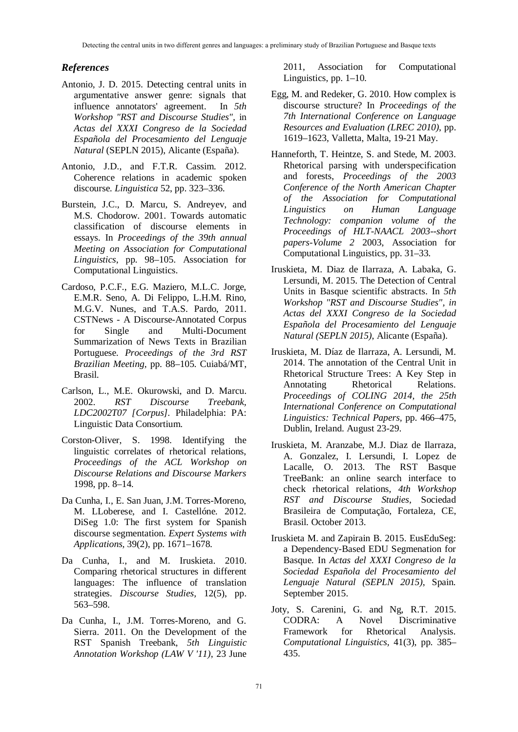## *References*

Antonio, J. D. 2015. Detecting central units in argumentative answer genre: signals that influence annotators' agreement. In *5th Workshop "RST and Discourse Studies"*, in *Actas del XXXI Congreso de la Sociedad Española del Procesamiento del Lenguaje Natural* (SEPLN 2015), Alicante (España).

Antonio, J.D., and F.T.R. Cassim. 2012. Coherence relations in academic spoken discourse. *Linguistica* 52, pp. 323–336.

Burstein, J.C., D. Marcu, S. Andreyev, and M.S. Chodorow. 2001. Towards automatic classification of discourse elements in essays. In *Proceedings of the 39th annual Meeting on Association for Computational Linguistics*, pp. 98–105. Association for Computational Linguistics.

Cardoso, P.C.F., E.G. Maziero, M.L.C. Jorge, E.M.R. Seno, A. Di Felippo, L.H.M. Rino, M.G.V. Nunes, and T.A.S. Pardo, 2011. CSTNews - A Discourse-Annotated Corpus for Single and Multi-Document Summarization of News Texts in Brazilian Portuguese. *Proceedings of the 3rd RST Brazilian Meeting*, pp. 88–105. Cuiabá/MT, Brasil.

Carlson, L., M.E. Okurowski, and D. Marcu. 2002. *RST Discourse Treebank, LDC2002T07 [Corpus]*. Philadelphia: PA: Linguistic Data Consortium.

Corston-Oliver, S. 1998. Identifying the linguistic correlates of rhetorical relations, *Proceedings of the ACL Workshop on Discourse Relations and Discourse Markers* 1998, pp. 8–14.

Da Cunha, I., E. San Juan, J.M. Torres-Moreno, M. LLoberese, and I. Castellóne. 2012. DiSeg 1.0: The first system for Spanish discourse segmentation. *Expert Systems with Applications*, 39(2), pp. 1671–1678.

Da Cunha, I., and M. Iruskieta. 2010. Comparing rhetorical structures in different languages: The influence of translation strategies. *Discourse Studies*, 12(5), pp. 563–598.

Da Cunha, I., J.M. Torres-Moreno, and G. Sierra. 2011. On the Development of the RST Spanish Treebank, *5th Linguistic Annotation Workshop (LAW V '11)*, 23 June 2011, Association for Computational Linguistics, pp. 1–10.

Egg, M. and Redeker, G. 2010. How complex is discourse structure? In *Proceedings of the 7th International Conference on Language Resources and Evaluation (LREC 2010)*, pp. 1619–1623, Valletta, Malta, 19-21 May.

Hanneforth, T. Heintze, S. and Stede, M. 2003. Rhetorical parsing with underspecification and forests, *Proceedings of the 2003 Conference of the North American Chapter of the Association for Computational Linguistics on Human Language Technology: companion volume of the Proceedings of HLT-NAACL 2003--short papers-Volume 2* 2003, Association for Computational Linguistics, pp. 31–33.

Iruskieta, M. Diaz de Ilarraza, A. Labaka, G. Lersundi, M. 2015. The Detection of Central Units in Basque scientific abstracts. In *5th Workshop "RST and Discourse Studies", in Actas del XXXI Congreso de la Sociedad Española del Procesamiento del Lenguaje Natural (SEPLN 2015)*, Alicante (España).

Iruskieta, M. Díaz de Ilarraza, A. Lersundi, M. 2014. The annotation of the Central Unit in Rhetorical Structure Trees: A Key Step in Annotating Rhetorical Relations. *Proceedings of COLING 2014, the 25th International Conference on Computational Linguistics: Technical Papers*, pp. 466–475, Dublin, Ireland. August 23-29.

Iruskieta, M. Aranzabe, M.J. Diaz de Ilarraza, A. Gonzalez, I. Lersundi, I. Lopez de Lacalle, O. 2013. The RST Basque TreeBank: an online search interface to check rhetorical relations, *4th Workshop RST and Discourse Studies*, Sociedad Brasileira de Computação, Fortaleza, CE, Brasil. October 2013.

Iruskieta M. and Zapirain B. 2015. EusEduSeg: a Dependency-Based EDU Segmenation for Basque. In *Actas del XXXI Congreso de la Sociedad Española del Procesamiento del Lenguaje Natural (SEPLN 2015)*, Spain. September 2015.

Joty, S. Carenini, G. and Ng, R.T. 2015. CODRA: A Novel Discriminative Framework for Rhetorical Analysis. *Computational Linguistics*, 41(3), pp. 385–435.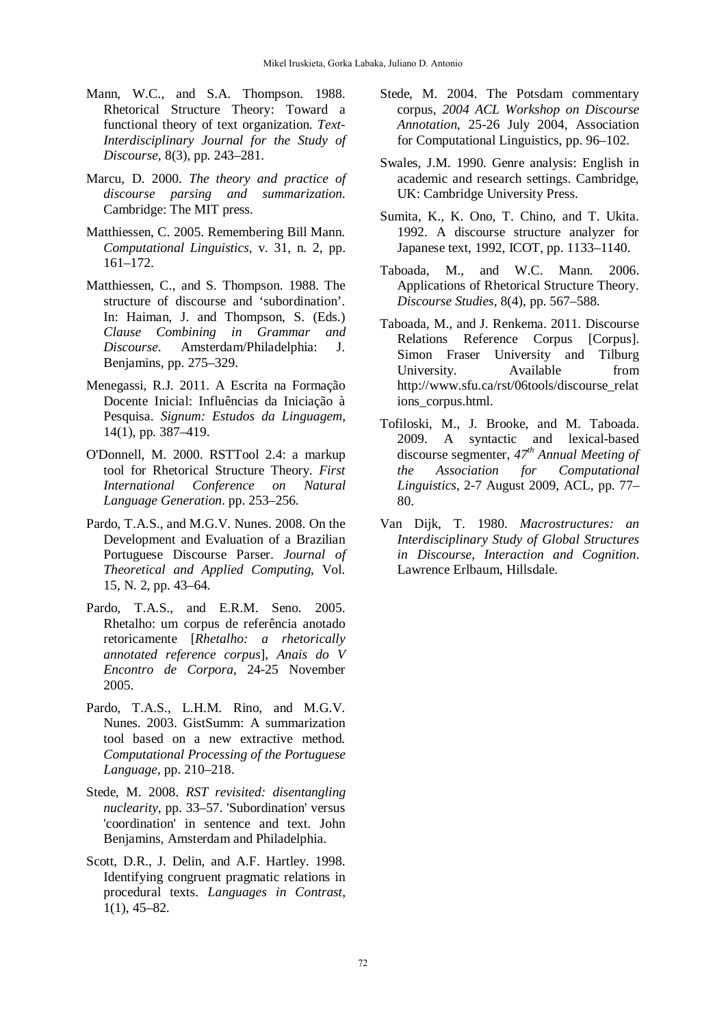Mann, W.C., and S.A. Thompson. 1988. Rhetorical Structure Theory: Toward a functional theory of text organization. *Text-Interdisciplinary Journal for the Study of Discourse*, 8(3), pp. 243–281.

Marcu, D. 2000. *The theory and practice of discourse parsing and summarization*. Cambridge: The MIT press.

Matthiessen, C. 2005. Remembering Bill Mann. *Computational Linguistics*, v. 31, n. 2, pp. 161–172.

Matthiessen, C., and S. Thompson. 1988. The structure of discourse and 'subordination'. In: Haiman, J. and Thompson, S. (Eds.) *Clause Combining in Grammar and Discourse*. Amsterdam/Philadelphia: J. Benjamins, pp. 275–329.

Menegassi, R.J. 2011. A Escrita na Formação Docente Inicial: Influências da Iniciação à Pesquisa. *Signum: Estudos da Linguagem*, 14(1), pp. 387–419.

O'Donnell, M. 2000. RSTTool 2.4: a markup tool for Rhetorical Structure Theory. *First International Conference on Natural Language Generation*. pp. 253–256.

Pardo, T.A.S., and M.G.V. Nunes. 2008. On the Development and Evaluation of a Brazilian Portuguese Discourse Parser. *Journal of Theoretical and Applied Computing*, Vol. 15, N. 2, pp. 43–64.

Pardo, T.A.S., and E.R.M. Seno. 2005. Rhetalho: um corpus de referência anotado retoricamente [*Rhetalho: a rhetorically annotated reference corpus*], *Anais do V Encontro de Corpora*, 24-25 November 2005.

Pardo, T.A.S., L.H.M. Rino, and M.G.V. Nunes. 2003. GistSumm: A summarization tool based on a new extractive method. *Computational Processing of the Portuguese Language*, pp. 210–218.

Stede, M. 2008. *RST revisited: disentangling nuclearity*, pp. 33–57. 'Subordination' versus 'coordination' in sentence and text. John Benjamins, Amsterdam and Philadelphia.

Scott, D.R., J. Delin, and A.F. Hartley. 1998. Identifying congruent pragmatic relations in procedural texts. *Languages in Contrast*, 1(1), 45–82.

Stede, M. 2004. The Potsdam commentary corpus, *2004 ACL Workshop on Discourse Annotation*, 25-26 July 2004, Association for Computational Linguistics, pp. 96–102.

Swales, J.M. 1990. Genre analysis: English in academic and research settings. Cambridge, UK: Cambridge University Press.

Sumita, K., K. Ono, T. Chino, and T. Ukita. 1992. A discourse structure analyzer for Japanese text, 1992, ICOT, pp. 1133–1140.

Taboada, M., and W.C. Mann. 2006. Applications of Rhetorical Structure Theory. *Discourse Studies*, 8(4), pp. 567–588.

Taboada, M., and J. Renkema. 2011. Discourse Relations Reference Corpus [Corpus]. Simon Fraser University and Tilburg University. Available from http://www.sfu.ca/rst/06tools/discourse_relations_corpus.html.

Tofiloski, M., J. Brooke, and M. Taboada. 2009. A syntactic and lexical-based discourse segmenter, *47th Annual Meeting of the Association for Computational Linguistics*, 2-7 August 2009, ACL, pp. 77–80.

Van Dijk, T. 1980. *Macrostructures: an Interdisciplinary Study of Global Structures in Discourse, Interaction and Cognition*. Lawrence Erlbaum, Hillsdale.